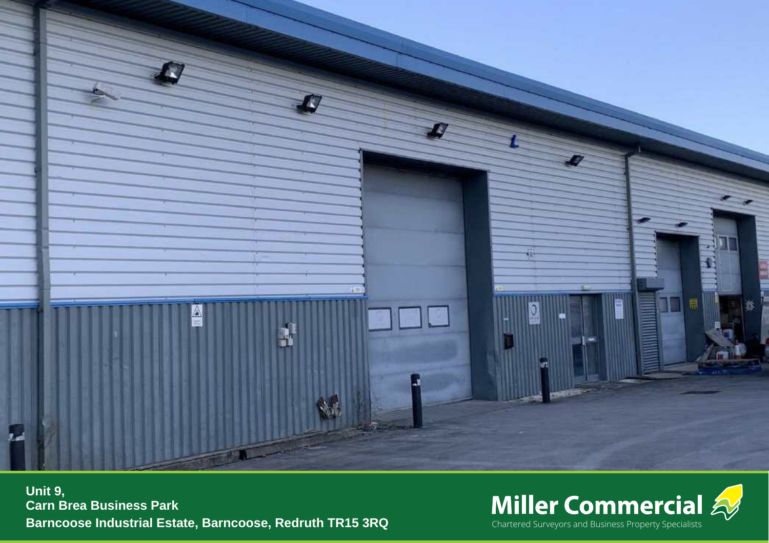**Unit 9,**
**Carn Brea Business Park**
**Barncoose Industrial Estate, Barncoose, Redruth TR15 3RQ**

**Miller Commercial**
Chartered Surveyors and Business Property Specialists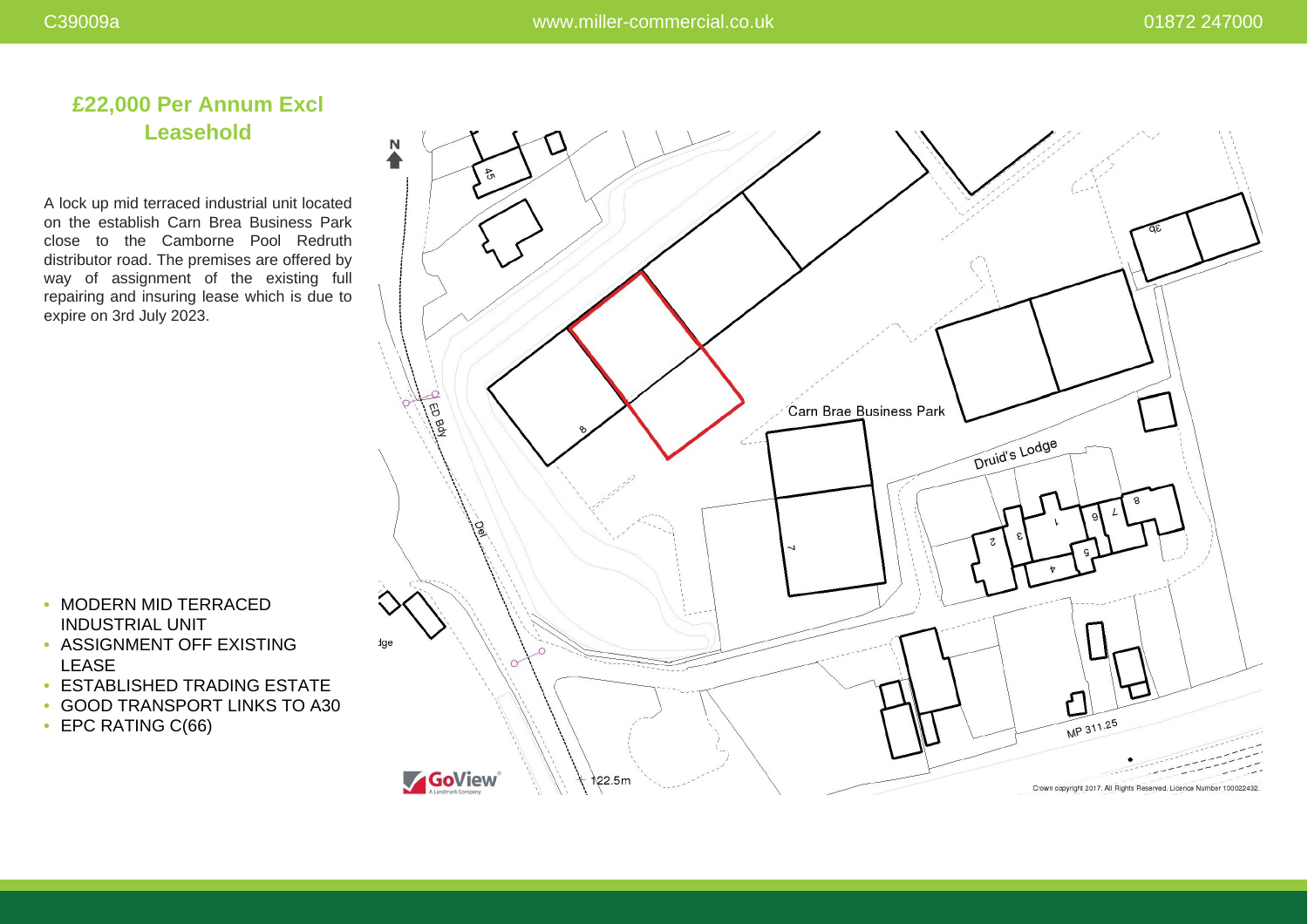## £22,000 Per Annum Excl Leasehold

A lock up mid terraced industrial unit located on the establish Carn Brea Business Park close to the Camborne Pool Redruth distributor road. The premises are offered by way of assignment of the existing full repairing and insuring lease which is due to expire on 3rd July 2023.

- MODERN MID TERRACED INDUSTRIAL UNIT
- ASSIGNMENT OFF EXISTING LEASE
- ESTABLISHED TRADING ESTATE
- GOOD TRANSPORT LINKS TO A30
- EPC RATING C(66)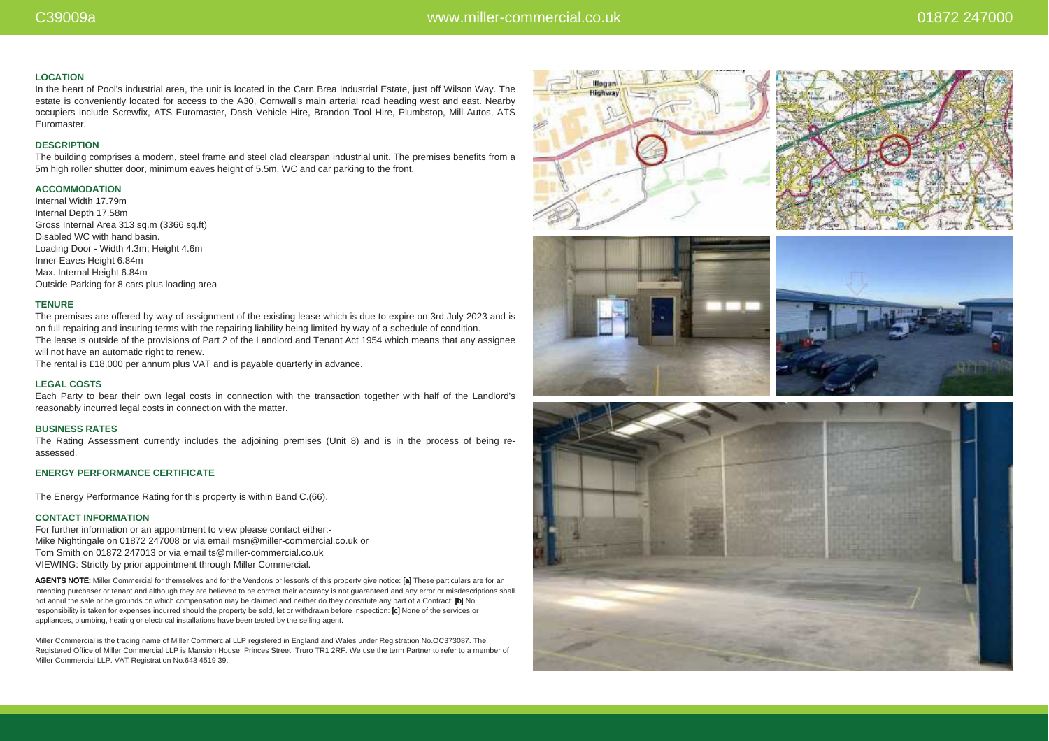## LOCATION

In the heart of Pool's industrial area, the unit is located in the Carn Brea Industrial Estate, just off Wilson Way. The estate is conveniently located for access to the A30, Cornwall's main arterial road heading west and east. Nearby occupiers include Screwfix, ATS Euromaster, Dash Vehicle Hire, Brandon Tool Hire, Plumbstop, Mill Autos, ATS Euromaster.

## DESCRIPTION

The building comprises a modern, steel frame and steel clad clearspan industrial unit. The premises benefits from a 5m high roller shutter door, minimum eaves height of 5.5m, WC and car parking to the front.

## ACCOMMODATION

Internal Width 17.79m
Internal Depth 17.58m
Gross Internal Area 313 sq.m (3366 sq.ft)
Disabled WC with hand basin.
Loading Door - Width 4.3m; Height 4.6m
Inner Eaves Height 6.84m
Max. Internal Height 6.84m
Outside Parking for 8 cars plus loading area

## TENURE

The premises are offered by way of assignment of the existing lease which is due to expire on 3rd July 2023 and is on full repairing and insuring terms with the repairing liability being limited by way of a schedule of condition.
The lease is outside of the provisions of Part 2 of the Landlord and Tenant Act 1954 which means that any assignee will not have an automatic right to renew.
The rental is £18,000 per annum plus VAT and is payable quarterly in advance.

## LEGAL COSTS

Each Party to bear their own legal costs in connection with the transaction together with half of the Landlord's reasonably incurred legal costs in connection with the matter.

## BUSINESS RATES

The Rating Assessment currently includes the adjoining premises (Unit 8) and is in the process of being re-assessed.

## ENERGY PERFORMANCE CERTIFICATE

The Energy Performance Rating for this property is within Band C.(66).

## CONTACT INFORMATION

For further information or an appointment to view please contact either:-
Mike Nightingale on 01872 247008 or via email msn@miller-commercial.co.uk or
Tom Smith on 01872 247013 or via email ts@miller-commercial.co.uk
VIEWING: Strictly by prior appointment through Miller Commercial.

**AGENTS NOTE:** Miller Commercial for themselves and for the Vendor/s or lessor/s of this property give notice: **[a]** These particulars are for an intending purchaser or tenant and although they are believed to be correct their accuracy is not guaranteed and any error or misdescriptions shall not annul the sale or be grounds on which compensation may be claimed and neither do they constitute any part of a Contract: **[b]** No responsibility is taken for expenses incurred should the property be sold, let or withdrawn before inspection: **[c]** None of the services or appliances, plumbing, heating or electrical installations have been tested by the selling agent.

Miller Commercial is the trading name of Miller Commercial LLP registered in England and Wales under Registration No.OC373087. The Registered Office of Miller Commercial LLP is Mansion House, Princes Street, Truro TR1 2RF. We use the term Partner to refer to a member of Miller Commercial LLP. VAT Registration No.643 4519 39.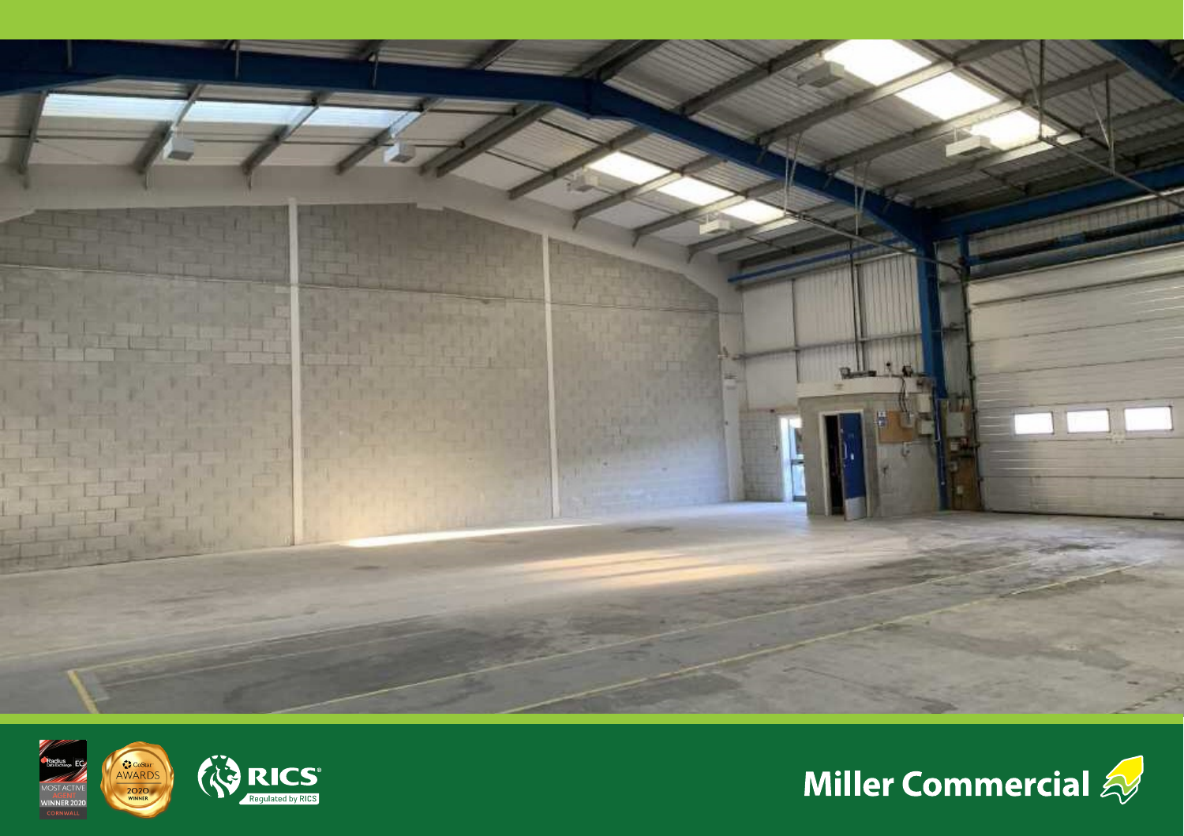Miller Commercial